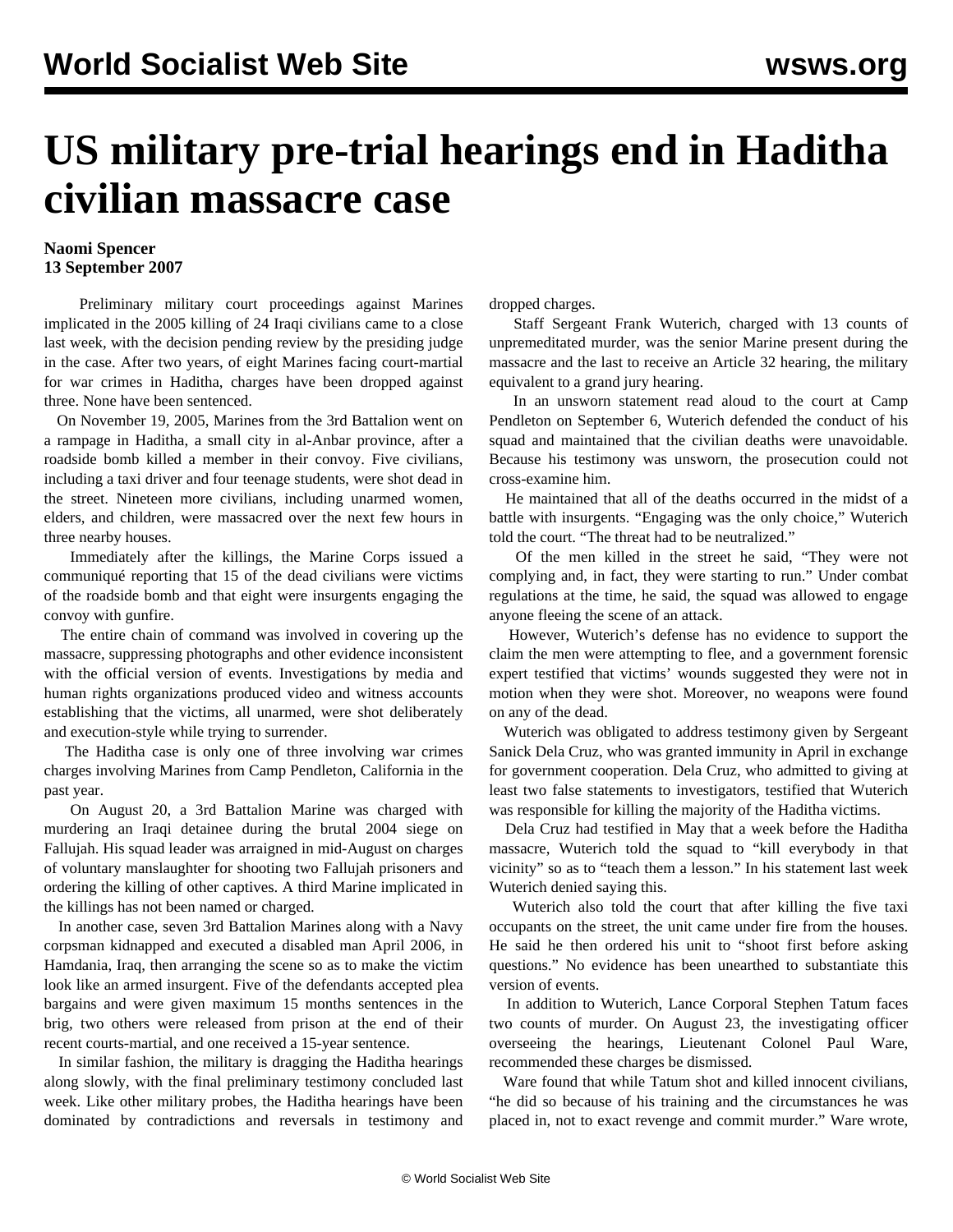# US military pre-trial hearings end in Haditha civilian massacre case

**Naomi Spencer**
**13 September 2007**

Preliminary military court proceedings against Marines implicated in the 2005 killing of 24 Iraqi civilians came to a close last week, with the decision pending review by the presiding judge in the case. After two years, of eight Marines facing court-martial for war crimes in Haditha, charges have been dropped against three. None have been sentenced.

On November 19, 2005, Marines from the 3rd Battalion went on a rampage in Haditha, a small city in al-Anbar province, after a roadside bomb killed a member in their convoy. Five civilians, including a taxi driver and four teenage students, were shot dead in the street. Nineteen more civilians, including unarmed women, elders, and children, were massacred over the next few hours in three nearby houses.

Immediately after the killings, the Marine Corps issued a communiqué reporting that 15 of the dead civilians were victims of the roadside bomb and that eight were insurgents engaging the convoy with gunfire.

The entire chain of command was involved in covering up the massacre, suppressing photographs and other evidence inconsistent with the official version of events. Investigations by media and human rights organizations produced video and witness accounts establishing that the victims, all unarmed, were shot deliberately and execution-style while trying to surrender.

The Haditha case is only one of three involving war crimes charges involving Marines from Camp Pendleton, California in the past year.

On August 20, a 3rd Battalion Marine was charged with murdering an Iraqi detainee during the brutal 2004 siege on Fallujah. His squad leader was arraigned in mid-August on charges of voluntary manslaughter for shooting two Fallujah prisoners and ordering the killing of other captives. A third Marine implicated in the killings has not been named or charged.

In another case, seven 3rd Battalion Marines along with a Navy corpsman kidnapped and executed a disabled man April 2006, in Hamdania, Iraq, then arranging the scene so as to make the victim look like an armed insurgent. Five of the defendants accepted plea bargains and were given maximum 15 months sentences in the brig, two others were released from prison at the end of their recent courts-martial, and one received a 15-year sentence.

In similar fashion, the military is dragging the Haditha hearings along slowly, with the final preliminary testimony concluded last week. Like other military probes, the Haditha hearings have been dominated by contradictions and reversals in testimony and dropped charges.

Staff Sergeant Frank Wuterich, charged with 13 counts of unpremeditated murder, was the senior Marine present during the massacre and the last to receive an Article 32 hearing, the military equivalent to a grand jury hearing.

In an unsworn statement read aloud to the court at Camp Pendleton on September 6, Wuterich defended the conduct of his squad and maintained that the civilian deaths were unavoidable. Because his testimony was unsworn, the prosecution could not cross-examine him.

He maintained that all of the deaths occurred in the midst of a battle with insurgents. "Engaging was the only choice," Wuterich told the court. "The threat had to be neutralized."

Of the men killed in the street he said, "They were not complying and, in fact, they were starting to run." Under combat regulations at the time, he said, the squad was allowed to engage anyone fleeing the scene of an attack.

However, Wuterich's defense has no evidence to support the claim the men were attempting to flee, and a government forensic expert testified that victims' wounds suggested they were not in motion when they were shot. Moreover, no weapons were found on any of the dead.

Wuterich was obligated to address testimony given by Sergeant Sanick Dela Cruz, who was granted immunity in April in exchange for government cooperation. Dela Cruz, who admitted to giving at least two false statements to investigators, testified that Wuterich was responsible for killing the majority of the Haditha victims.

Dela Cruz had testified in May that a week before the Haditha massacre, Wuterich told the squad to "kill everybody in that vicinity" so as to "teach them a lesson." In his statement last week Wuterich denied saying this.

Wuterich also told the court that after killing the five taxi occupants on the street, the unit came under fire from the houses. He said he then ordered his unit to "shoot first before asking questions." No evidence has been unearthed to substantiate this version of events.

In addition to Wuterich, Lance Corporal Stephen Tatum faces two counts of murder. On August 23, the investigating officer overseeing the hearings, Lieutenant Colonel Paul Ware, recommended these charges be dismissed.

Ware found that while Tatum shot and killed innocent civilians, "he did so because of his training and the circumstances he was placed in, not to exact revenge and commit murder." Ware wrote,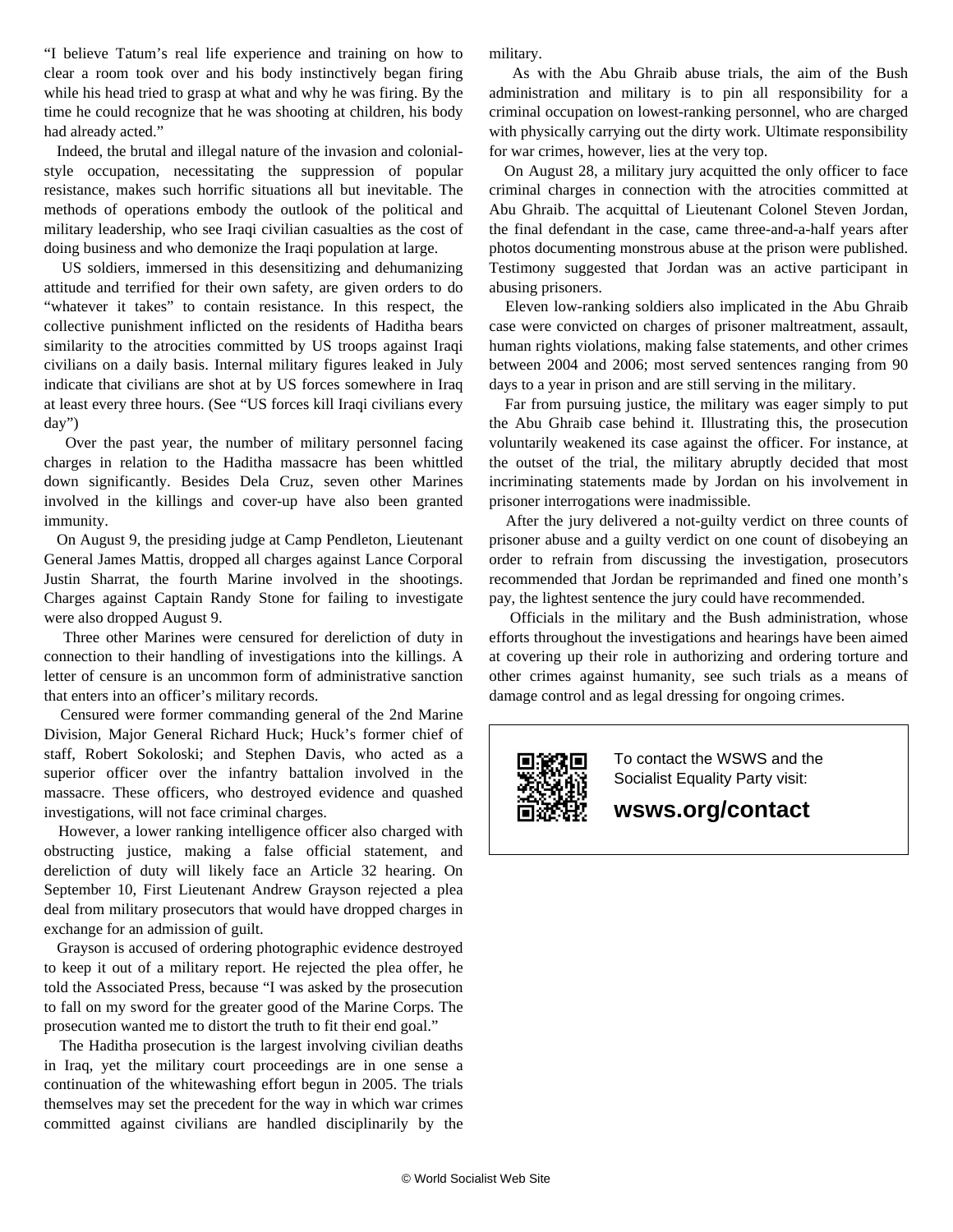"I believe Tatum's real life experience and training on how to clear a room took over and his body instinctively began firing while his head tried to grasp at what and why he was firing. By the time he could recognize that he was shooting at children, his body had already acted."

Indeed, the brutal and illegal nature of the invasion and colonial-style occupation, necessitating the suppression of popular resistance, makes such horrific situations all but inevitable. The methods of operations embody the outlook of the political and military leadership, who see Iraqi civilian casualties as the cost of doing business and who demonize the Iraqi population at large.

US soldiers, immersed in this desensitizing and dehumanizing attitude and terrified for their own safety, are given orders to do "whatever it takes" to contain resistance. In this respect, the collective punishment inflicted on the residents of Haditha bears similarity to the atrocities committed by US troops against Iraqi civilians on a daily basis. Internal military figures leaked in July indicate that civilians are shot at by US forces somewhere in Iraq at least every three hours. (See "US forces kill Iraqi civilians every day")

Over the past year, the number of military personnel facing charges in relation to the Haditha massacre has been whittled down significantly. Besides Dela Cruz, seven other Marines involved in the killings and cover-up have also been granted immunity.

On August 9, the presiding judge at Camp Pendleton, Lieutenant General James Mattis, dropped all charges against Lance Corporal Justin Sharrat, the fourth Marine involved in the shootings. Charges against Captain Randy Stone for failing to investigate were also dropped August 9.

Three other Marines were censured for dereliction of duty in connection to their handling of investigations into the killings. A letter of censure is an uncommon form of administrative sanction that enters into an officer's military records.

Censured were former commanding general of the 2nd Marine Division, Major General Richard Huck; Huck's former chief of staff, Robert Sokoloski; and Stephen Davis, who acted as a superior officer over the infantry battalion involved in the massacre. These officers, who destroyed evidence and quashed investigations, will not face criminal charges.

However, a lower ranking intelligence officer also charged with obstructing justice, making a false official statement, and dereliction of duty will likely face an Article 32 hearing. On September 10, First Lieutenant Andrew Grayson rejected a plea deal from military prosecutors that would have dropped charges in exchange for an admission of guilt.

Grayson is accused of ordering photographic evidence destroyed to keep it out of a military report. He rejected the plea offer, he told the Associated Press, because "I was asked by the prosecution to fall on my sword for the greater good of the Marine Corps. The prosecution wanted me to distort the truth to fit their end goal."

The Haditha prosecution is the largest involving civilian deaths in Iraq, yet the military court proceedings are in one sense a continuation of the whitewashing effort begun in 2005. The trials themselves may set the precedent for the way in which war crimes committed against civilians are handled disciplinarily by the military.

As with the Abu Ghraib abuse trials, the aim of the Bush administration and military is to pin all responsibility for a criminal occupation on lowest-ranking personnel, who are charged with physically carrying out the dirty work. Ultimate responsibility for war crimes, however, lies at the very top.

On August 28, a military jury acquitted the only officer to face criminal charges in connection with the atrocities committed at Abu Ghraib. The acquittal of Lieutenant Colonel Steven Jordan, the final defendant in the case, came three-and-a-half years after photos documenting monstrous abuse at the prison were published. Testimony suggested that Jordan was an active participant in abusing prisoners.

Eleven low-ranking soldiers also implicated in the Abu Ghraib case were convicted on charges of prisoner maltreatment, assault, human rights violations, making false statements, and other crimes between 2004 and 2006; most served sentences ranging from 90 days to a year in prison and are still serving in the military.

Far from pursuing justice, the military was eager simply to put the Abu Ghraib case behind it. Illustrating this, the prosecution voluntarily weakened its case against the officer. For instance, at the outset of the trial, the military abruptly decided that most incriminating statements made by Jordan on his involvement in prisoner interrogations were inadmissible.

After the jury delivered a not-guilty verdict on three counts of prisoner abuse and a guilty verdict on one count of disobeying an order to refrain from discussing the investigation, prosecutors recommended that Jordan be reprimanded and fined one month's pay, the lightest sentence the jury could have recommended.

Officials in the military and the Bush administration, whose efforts throughout the investigations and hearings have been aimed at covering up their role in authorizing and ordering torture and other crimes against humanity, see such trials as a means of damage control and as legal dressing for ongoing crimes.

To contact the WSWS and the Socialist Equality Party visit:

**wsws.org/contact**